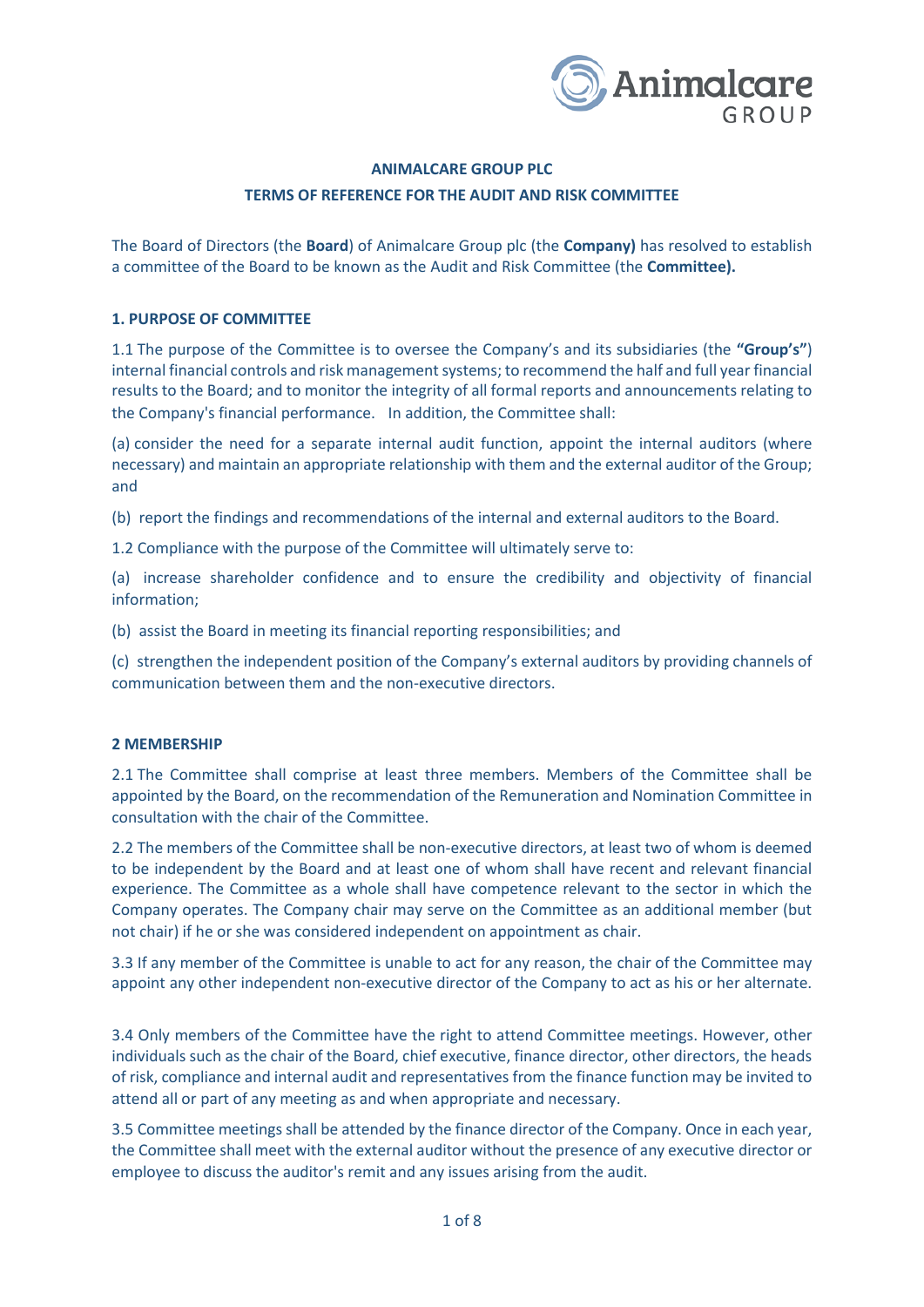# ANIMALCARE GROUP PLC

## TERMS OF REFERENCE FOR THE AUDIT AND RISK COMMITTEE

The Board of Directors (the **Board**) of Animalcare Group plc (the **Company)** has resolved to establish a committee of the Board to be known as the Audit and Risk Committee (the **Committee).**

### 1. PURPOSE OF COMMITTEE

1.1 The purpose of the Committee is to oversee the Company's and its subsidiaries (the **"Group's"**) internal financial controls and risk management systems; to recommend the half and full year financial results to the Board; and to monitor the integrity of all formal reports and announcements relating to the Company's financial performance. In addition, the Committee shall:

(a) consider the need for a separate internal audit function, appoint the internal auditors (where necessary) and maintain an appropriate relationship with them and the external auditor of the Group; and

(b) report the findings and recommendations of the internal and external auditors to the Board.

1.2 Compliance with the purpose of the Committee will ultimately serve to:

(a) increase shareholder confidence and to ensure the credibility and objectivity of financial information;

(b) assist the Board in meeting its financial reporting responsibilities; and

(c) strengthen the independent position of the Company's external auditors by providing channels of communication between them and the non-executive directors.

### 2 MEMBERSHIP

2.1 The Committee shall comprise at least three members. Members of the Committee shall be appointed by the Board, on the recommendation of the Remuneration and Nomination Committee in consultation with the chair of the Committee.

2.2 The members of the Committee shall be non-executive directors, at least two of whom is deemed to be independent by the Board and at least one of whom shall have recent and relevant financial experience. The Committee as a whole shall have competence relevant to the sector in which the Company operates. The Company chair may serve on the Committee as an additional member (but not chair) if he or she was considered independent on appointment as chair.

3.3 If any member of the Committee is unable to act for any reason, the chair of the Committee may appoint any other independent non-executive director of the Company to act as his or her alternate.

3.4 Only members of the Committee have the right to attend Committee meetings. However, other individuals such as the chair of the Board, chief executive, finance director, other directors, the heads of risk, compliance and internal audit and representatives from the finance function may be invited to attend all or part of any meeting as and when appropriate and necessary.

3.5 Committee meetings shall be attended by the finance director of the Company. Once in each year, the Committee shall meet with the external auditor without the presence of any executive director or employee to discuss the auditor's remit and any issues arising from the audit.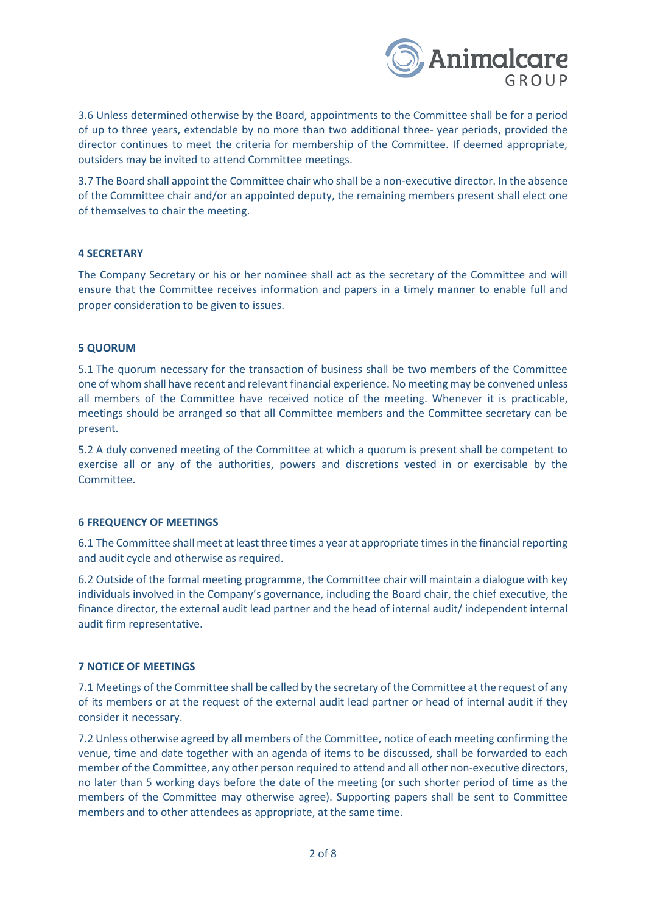3.6 Unless determined otherwise by the Board, appointments to the Committee shall be for a period of up to three years, extendable by no more than two additional three- year periods, provided the director continues to meet the criteria for membership of the Committee. If deemed appropriate, outsiders may be invited to attend Committee meetings.

3.7 The Board shall appoint the Committee chair who shall be a non-executive director. In the absence of the Committee chair and/or an appointed deputy, the remaining members present shall elect one of themselves to chair the meeting.

**4 SECRETARY**

The Company Secretary or his or her nominee shall act as the secretary of the Committee and will ensure that the Committee receives information and papers in a timely manner to enable full and proper consideration to be given to issues.

**5 QUORUM**

5.1 The quorum necessary for the transaction of business shall be two members of the Committee one of whom shall have recent and relevant financial experience. No meeting may be convened unless all members of the Committee have received notice of the meeting. Whenever it is practicable, meetings should be arranged so that all Committee members and the Committee secretary can be present.

5.2 A duly convened meeting of the Committee at which a quorum is present shall be competent to exercise all or any of the authorities, powers and discretions vested in or exercisable by the Committee.

**6 FREQUENCY OF MEETINGS**

6.1 The Committee shall meet at least three times a year at appropriate times in the financial reporting and audit cycle and otherwise as required.

6.2 Outside of the formal meeting programme, the Committee chair will maintain a dialogue with key individuals involved in the Company's governance, including the Board chair, the chief executive, the finance director, the external audit lead partner and the head of internal audit/ independent internal audit firm representative.

**7 NOTICE OF MEETINGS**

7.1 Meetings of the Committee shall be called by the secretary of the Committee at the request of any of its members or at the request of the external audit lead partner or head of internal audit if they consider it necessary.

7.2 Unless otherwise agreed by all members of the Committee, notice of each meeting confirming the venue, time and date together with an agenda of items to be discussed, shall be forwarded to each member of the Committee, any other person required to attend and all other non-executive directors, no later than 5 working days before the date of the meeting (or such shorter period of time as the members of the Committee may otherwise agree). Supporting papers shall be sent to Committee members and to other attendees as appropriate, at the same time.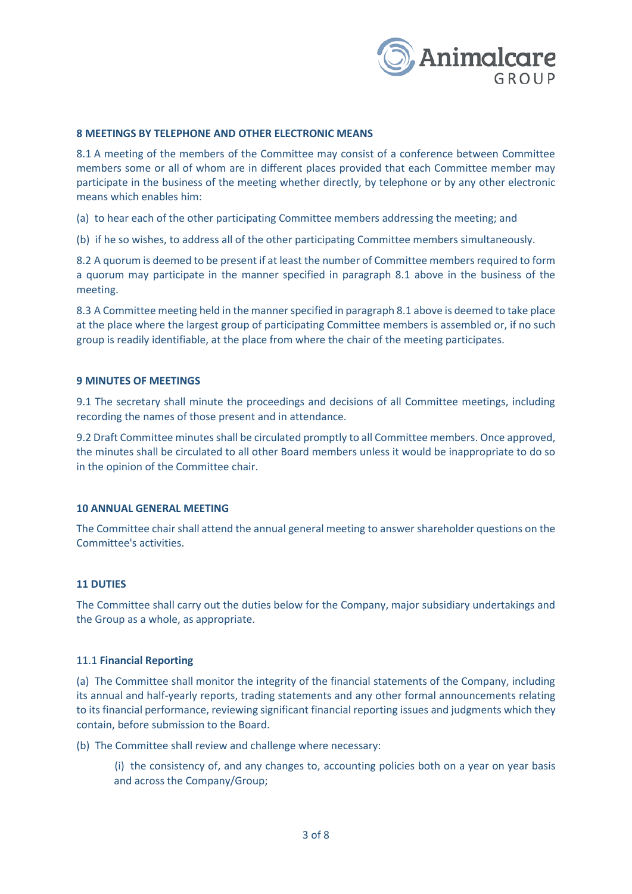## 8 MEETINGS BY TELEPHONE AND OTHER ELECTRONIC MEANS

8.1 A meeting of the members of the Committee may consist of a conference between Committee members some or all of whom are in different places provided that each Committee member may participate in the business of the meeting whether directly, by telephone or by any other electronic means which enables him:

(a) to hear each of the other participating Committee members addressing the meeting; and

(b) if he so wishes, to address all of the other participating Committee members simultaneously.

8.2 A quorum is deemed to be present if at least the number of Committee members required to form a quorum may participate in the manner specified in paragraph 8.1 above in the business of the meeting.

8.3 A Committee meeting held in the manner specified in paragraph 8.1 above is deemed to take place at the place where the largest group of participating Committee members is assembled or, if no such group is readily identifiable, at the place from where the chair of the meeting participates.

## 9 MINUTES OF MEETINGS

9.1 The secretary shall minute the proceedings and decisions of all Committee meetings, including recording the names of those present and in attendance.

9.2 Draft Committee minutes shall be circulated promptly to all Committee members. Once approved, the minutes shall be circulated to all other Board members unless it would be inappropriate to do so in the opinion of the Committee chair.

## 10 ANNUAL GENERAL MEETING

The Committee chair shall attend the annual general meeting to answer shareholder questions on the Committee's activities.

## 11 DUTIES

The Committee shall carry out the duties below for the Company, major subsidiary undertakings and the Group as a whole, as appropriate.

### 11.1 **Financial Reporting**

(a) The Committee shall monitor the integrity of the financial statements of the Company, including its annual and half-yearly reports, trading statements and any other formal announcements relating to its financial performance, reviewing significant financial reporting issues and judgments which they contain, before submission to the Board.

(b) The Committee shall review and challenge where necessary:

(i) the consistency of, and any changes to, accounting policies both on a year on year basis and across the Company/Group;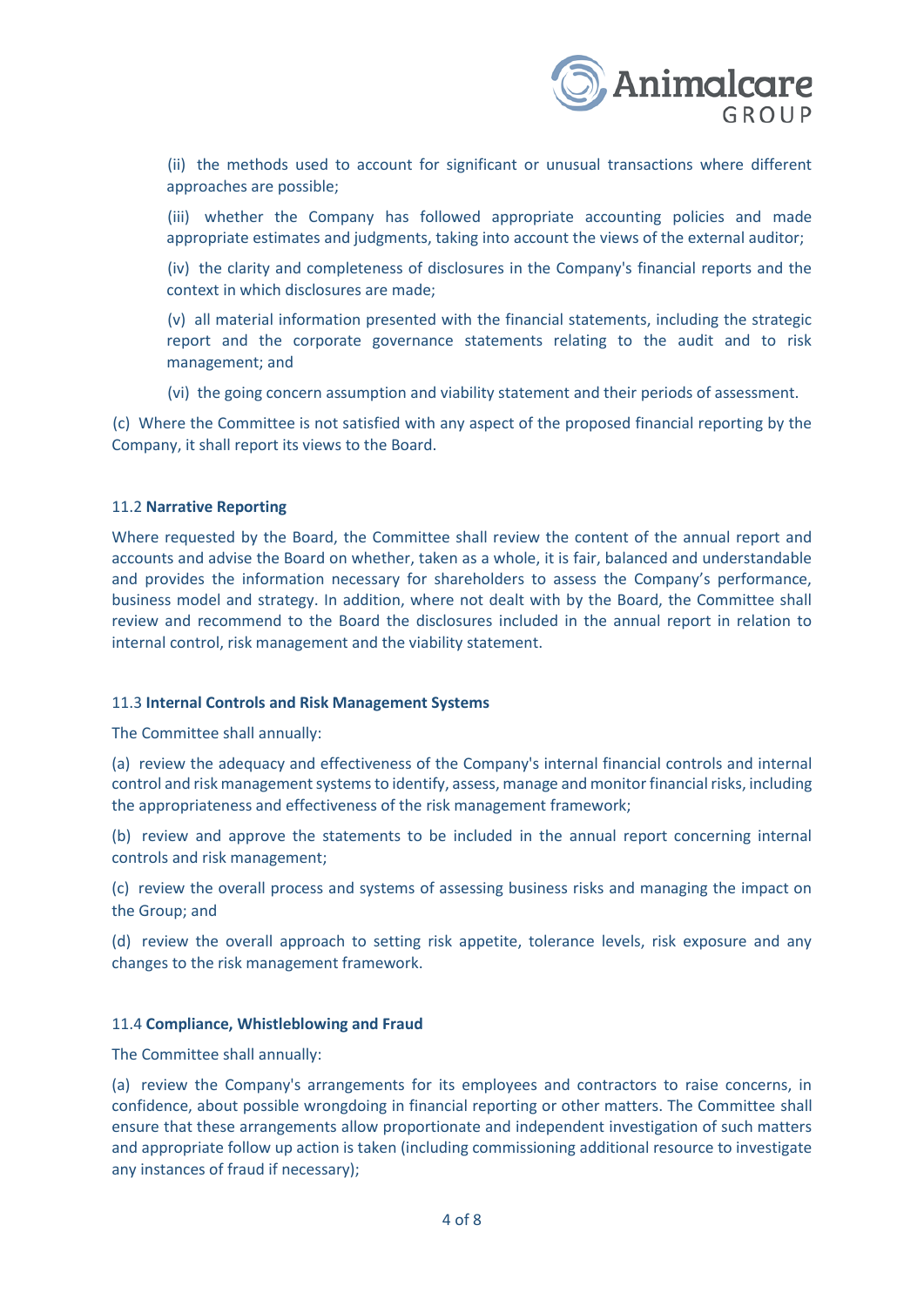(ii) the methods used to account for significant or unusual transactions where different approaches are possible;

(iii) whether the Company has followed appropriate accounting policies and made appropriate estimates and judgments, taking into account the views of the external auditor;

(iv) the clarity and completeness of disclosures in the Company's financial reports and the context in which disclosures are made;

(v) all material information presented with the financial statements, including the strategic report and the corporate governance statements relating to the audit and to risk management; and

(vi) the going concern assumption and viability statement and their periods of assessment.

(c) Where the Committee is not satisfied with any aspect of the proposed financial reporting by the Company, it shall report its views to the Board.

#### 11.2 **Narrative Reporting**

Where requested by the Board, the Committee shall review the content of the annual report and accounts and advise the Board on whether, taken as a whole, it is fair, balanced and understandable and provides the information necessary for shareholders to assess the Company's performance, business model and strategy. In addition, where not dealt with by the Board, the Committee shall review and recommend to the Board the disclosures included in the annual report in relation to internal control, risk management and the viability statement.

#### 11.3 **Internal Controls and Risk Management Systems**

The Committee shall annually:

(a) review the adequacy and effectiveness of the Company's internal financial controls and internal control and risk management systems to identify, assess, manage and monitor financial risks, including the appropriateness and effectiveness of the risk management framework;

(b) review and approve the statements to be included in the annual report concerning internal controls and risk management;

(c) review the overall process and systems of assessing business risks and managing the impact on the Group; and

(d) review the overall approach to setting risk appetite, tolerance levels, risk exposure and any changes to the risk management framework.

#### 11.4 **Compliance, Whistleblowing and Fraud**

The Committee shall annually:

(a) review the Company's arrangements for its employees and contractors to raise concerns, in confidence, about possible wrongdoing in financial reporting or other matters. The Committee shall ensure that these arrangements allow proportionate and independent investigation of such matters and appropriate follow up action is taken (including commissioning additional resource to investigate any instances of fraud if necessary);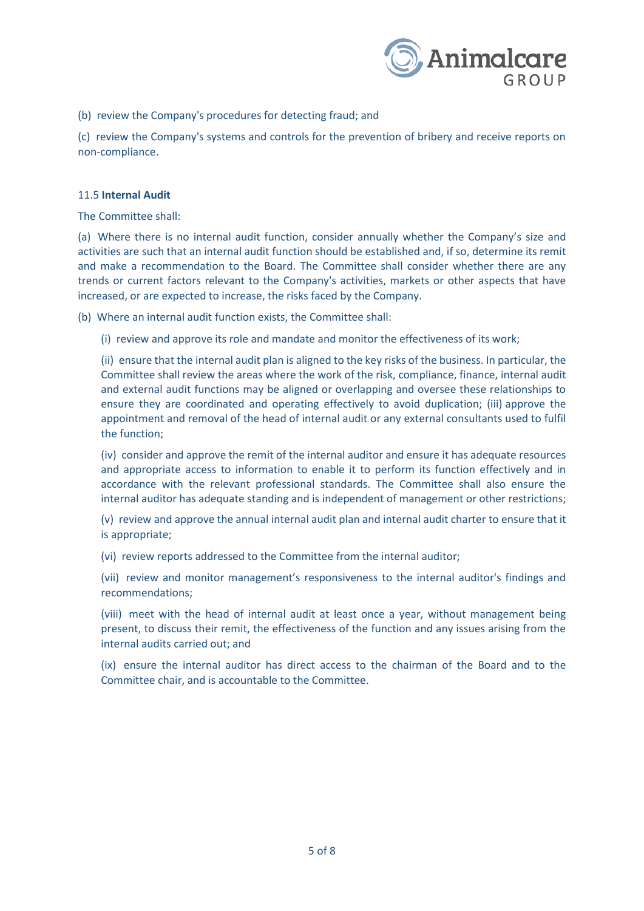(b) review the Company's procedures for detecting fraud; and

(c) review the Company's systems and controls for the prevention of bribery and receive reports on non-compliance.

11.5 **Internal Audit**

The Committee shall:

(a) Where there is no internal audit function, consider annually whether the Company's size and activities are such that an internal audit function should be established and, if so, determine its remit and make a recommendation to the Board. The Committee shall consider whether there are any trends or current factors relevant to the Company's activities, markets or other aspects that have increased, or are expected to increase, the risks faced by the Company.

(b) Where an internal audit function exists, the Committee shall:

(i) review and approve its role and mandate and monitor the effectiveness of its work;

(ii) ensure that the internal audit plan is aligned to the key risks of the business. In particular, the Committee shall review the areas where the work of the risk, compliance, finance, internal audit and external audit functions may be aligned or overlapping and oversee these relationships to ensure they are coordinated and operating effectively to avoid duplication; (iii) approve the appointment and removal of the head of internal audit or any external consultants used to fulfil the function;

(iv) consider and approve the remit of the internal auditor and ensure it has adequate resources and appropriate access to information to enable it to perform its function effectively and in accordance with the relevant professional standards. The Committee shall also ensure the internal auditor has adequate standing and is independent of management or other restrictions;

(v) review and approve the annual internal audit plan and internal audit charter to ensure that it is appropriate;

(vi) review reports addressed to the Committee from the internal auditor;

(vii) review and monitor management's responsiveness to the internal auditor's findings and recommendations;

(viii) meet with the head of internal audit at least once a year, without management being present, to discuss their remit, the effectiveness of the function and any issues arising from the internal audits carried out; and

(ix) ensure the internal auditor has direct access to the chairman of the Board and to the Committee chair, and is accountable to the Committee.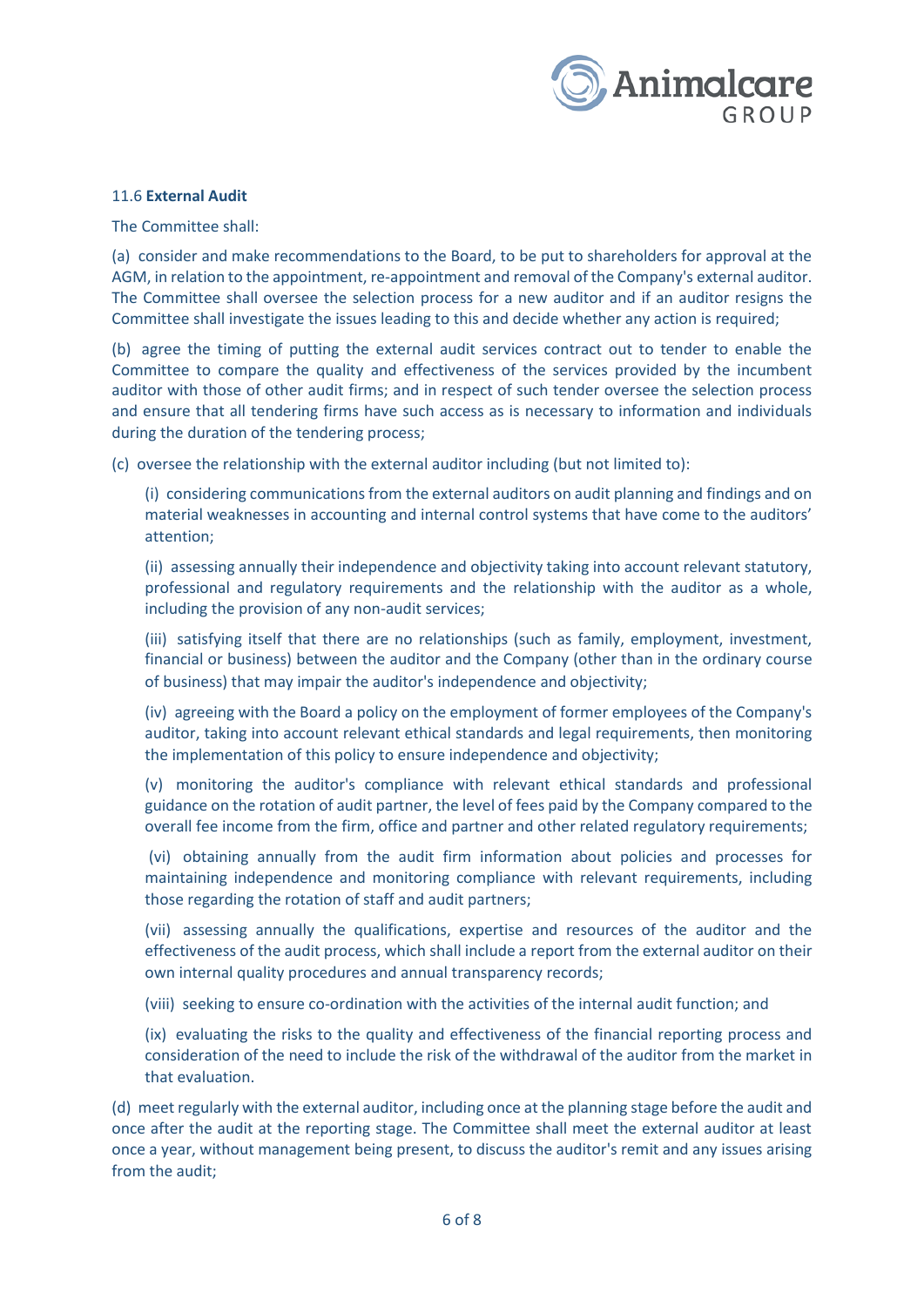### 11.6 **External Audit**

The Committee shall:

(a) consider and make recommendations to the Board, to be put to shareholders for approval at the AGM, in relation to the appointment, re-appointment and removal of the Company's external auditor. The Committee shall oversee the selection process for a new auditor and if an auditor resigns the Committee shall investigate the issues leading to this and decide whether any action is required;

(b) agree the timing of putting the external audit services contract out to tender to enable the Committee to compare the quality and effectiveness of the services provided by the incumbent auditor with those of other audit firms; and in respect of such tender oversee the selection process and ensure that all tendering firms have such access as is necessary to information and individuals during the duration of the tendering process;

(c) oversee the relationship with the external auditor including (but not limited to):

> (i) considering communications from the external auditors on audit planning and findings and on material weaknesses in accounting and internal control systems that have come to the auditors' attention;
>
> (ii) assessing annually their independence and objectivity taking into account relevant statutory, professional and regulatory requirements and the relationship with the auditor as a whole, including the provision of any non-audit services;
>
> (iii) satisfying itself that there are no relationships (such as family, employment, investment, financial or business) between the auditor and the Company (other than in the ordinary course of business) that may impair the auditor's independence and objectivity;
>
> (iv) agreeing with the Board a policy on the employment of former employees of the Company's auditor, taking into account relevant ethical standards and legal requirements, then monitoring the implementation of this policy to ensure independence and objectivity;
>
> (v) monitoring the auditor's compliance with relevant ethical standards and professional guidance on the rotation of audit partner, the level of fees paid by the Company compared to the overall fee income from the firm, office and partner and other related regulatory requirements;
>
> (vi) obtaining annually from the audit firm information about policies and processes for maintaining independence and monitoring compliance with relevant requirements, including those regarding the rotation of staff and audit partners;
>
> (vii) assessing annually the qualifications, expertise and resources of the auditor and the effectiveness of the audit process, which shall include a report from the external auditor on their own internal quality procedures and annual transparency records;
>
> (viii) seeking to ensure co-ordination with the activities of the internal audit function; and
>
> (ix) evaluating the risks to the quality and effectiveness of the financial reporting process and consideration of the need to include the risk of the withdrawal of the auditor from the market in that evaluation.

(d) meet regularly with the external auditor, including once at the planning stage before the audit and once after the audit at the reporting stage. The Committee shall meet the external auditor at least once a year, without management being present, to discuss the auditor's remit and any issues arising from the audit;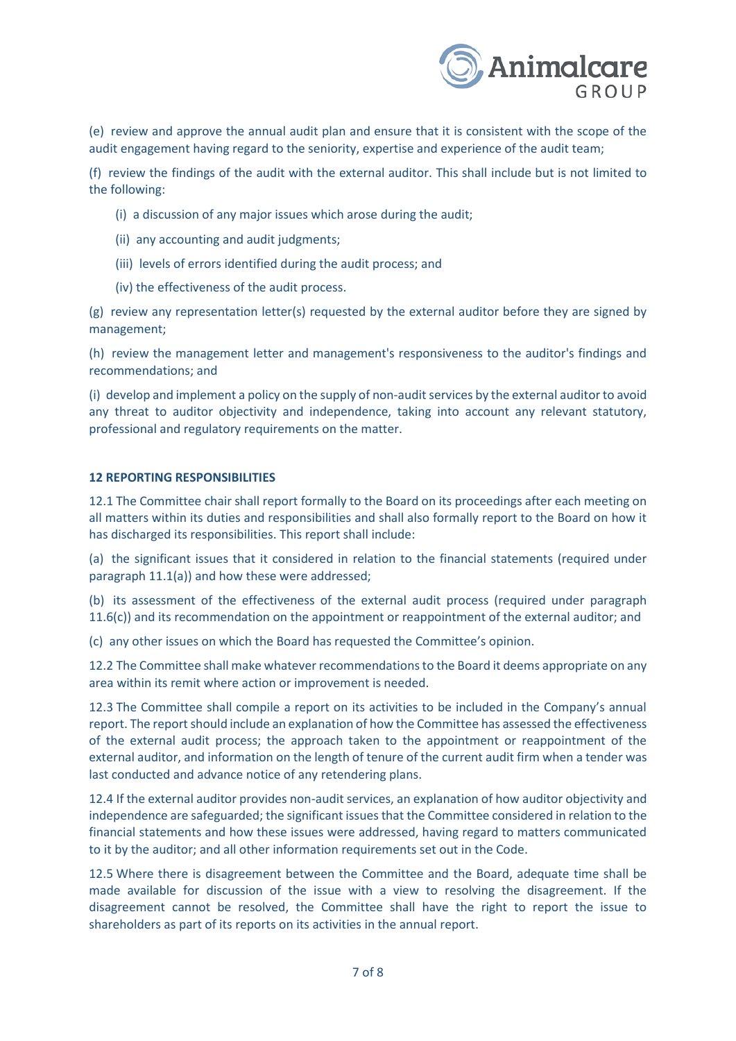(e) review and approve the annual audit plan and ensure that it is consistent with the scope of the audit engagement having regard to the seniority, expertise and experience of the audit team;

(f) review the findings of the audit with the external auditor. This shall include but is not limited to the following:

- (i) a discussion of any major issues which arose during the audit;
- (ii) any accounting and audit judgments;
- (iii) levels of errors identified during the audit process; and
- (iv) the effectiveness of the audit process.

(g) review any representation letter(s) requested by the external auditor before they are signed by management;

(h) review the management letter and management's responsiveness to the auditor's findings and recommendations; and

(i) develop and implement a policy on the supply of non-audit services by the external auditor to avoid any threat to auditor objectivity and independence, taking into account any relevant statutory, professional and regulatory requirements on the matter.

**12 REPORTING RESPONSIBILITIES**

12.1 The Committee chair shall report formally to the Board on its proceedings after each meeting on all matters within its duties and responsibilities and shall also formally report to the Board on how it has discharged its responsibilities. This report shall include:

(a) the significant issues that it considered in relation to the financial statements (required under paragraph 11.1(a)) and how these were addressed;

(b) its assessment of the effectiveness of the external audit process (required under paragraph 11.6(c)) and its recommendation on the appointment or reappointment of the external auditor; and

(c) any other issues on which the Board has requested the Committee's opinion.

12.2 The Committee shall make whatever recommendations to the Board it deems appropriate on any area within its remit where action or improvement is needed.

12.3 The Committee shall compile a report on its activities to be included in the Company's annual report. The report should include an explanation of how the Committee has assessed the effectiveness of the external audit process; the approach taken to the appointment or reappointment of the external auditor, and information on the length of tenure of the current audit firm when a tender was last conducted and advance notice of any retendering plans.

12.4 If the external auditor provides non-audit services, an explanation of how auditor objectivity and independence are safeguarded; the significant issues that the Committee considered in relation to the financial statements and how these issues were addressed, having regard to matters communicated to it by the auditor; and all other information requirements set out in the Code.

12.5 Where there is disagreement between the Committee and the Board, adequate time shall be made available for discussion of the issue with a view to resolving the disagreement. If the disagreement cannot be resolved, the Committee shall have the right to report the issue to shareholders as part of its reports on its activities in the annual report.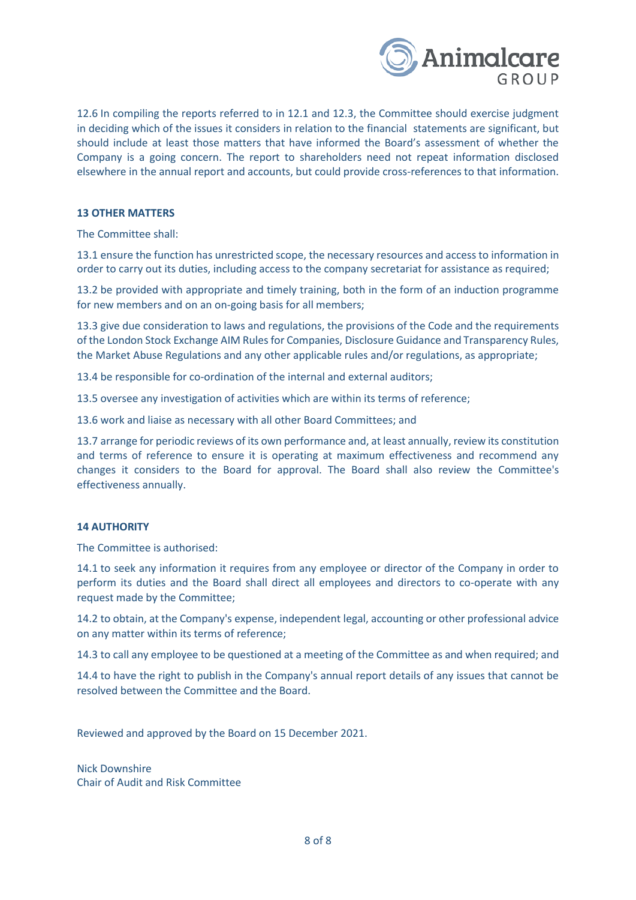12.6 In compiling the reports referred to in 12.1 and 12.3, the Committee should exercise judgment in deciding which of the issues it considers in relation to the financial statements are significant, but should include at least those matters that have informed the Board's assessment of whether the Company is a going concern. The report to shareholders need not repeat information disclosed elsewhere in the annual report and accounts, but could provide cross-references to that information.

**13 OTHER MATTERS**

The Committee shall:

13.1 ensure the function has unrestricted scope, the necessary resources and access to information in order to carry out its duties, including access to the company secretariat for assistance as required;

13.2 be provided with appropriate and timely training, both in the form of an induction programme for new members and on an on-going basis for all members;

13.3 give due consideration to laws and regulations, the provisions of the Code and the requirements of the London Stock Exchange AIM Rules for Companies, Disclosure Guidance and Transparency Rules, the Market Abuse Regulations and any other applicable rules and/or regulations, as appropriate;

13.4 be responsible for co-ordination of the internal and external auditors;

13.5 oversee any investigation of activities which are within its terms of reference;

13.6 work and liaise as necessary with all other Board Committees; and

13.7 arrange for periodic reviews of its own performance and, at least annually, review its constitution and terms of reference to ensure it is operating at maximum effectiveness and recommend any changes it considers to the Board for approval. The Board shall also review the Committee's effectiveness annually.

**14 AUTHORITY**

The Committee is authorised:

14.1 to seek any information it requires from any employee or director of the Company in order to perform its duties and the Board shall direct all employees and directors to co-operate with any request made by the Committee;

14.2 to obtain, at the Company's expense, independent legal, accounting or other professional advice on any matter within its terms of reference;

14.3 to call any employee to be questioned at a meeting of the Committee as and when required; and

14.4 to have the right to publish in the Company's annual report details of any issues that cannot be resolved between the Committee and the Board.

Reviewed and approved by the Board on 15 December 2021.

Nick Downshire
Chair of Audit and Risk Committee